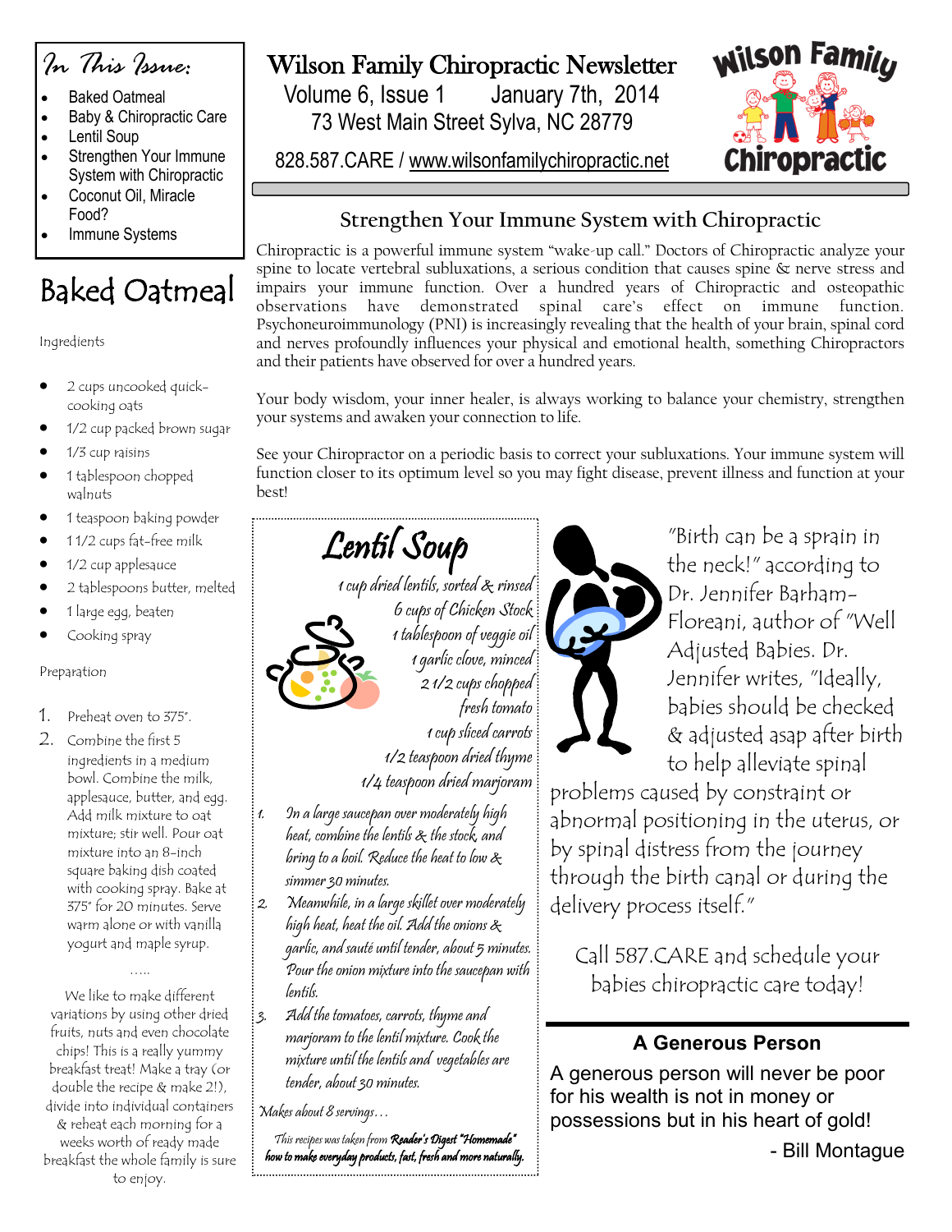# Wilson Family Chiropractic Newsletter

Volume 6, Issue 1 January 7th, 2014

73 West Main Street Sylva, NC 28779

828.587.CARE / www.wilsonfamilychiropractic.net

Wilson Family Chiropractic

## In This Issue:

- Baked Oatmeal
- Baby & Chiropractic Care
- Lentil Soup
- Strengthen Your Immune System with Chiropractic
- Coconut Oil, Miracle Food?
- Immune Systems

## Strengthen Your Immune System with Chiropractic

Chiropractic is a powerful immune system "wake-up call." Doctors of Chiropractic analyze your spine to locate vertebral subluxations, a serious condition that causes spine & nerve stress and impairs your immune function. Over a hundred years of Chiropractic and osteopathic observations have demonstrated spinal care's effect on immune function. Psychoneuroimmunology (PNI) is increasingly revealing that the health of your brain, spinal cord and nerves profoundly influences your physical and emotional health, something Chiropractors and their patients have observed for over a hundred years.

Your body wisdom, your inner healer, is always working to balance your chemistry, strengthen your systems and awaken your connection to life.

See your Chiropractor on a periodic basis to correct your subluxations. Your immune system will function closer to its optimum level so you may fight disease, prevent illness and function at your best!

## Baked Oatmeal

Ingredients

- 2 cups uncooked quick-cooking oats
- 1/2 cup packed brown sugar
- 1/3 cup raisins
- 1 tablespoon chopped walnuts
- 1 teaspoon baking powder
- 1 1/2 cups fat-free milk
- 1/2 cup applesauce
- 2 tablespoons butter, melted
- 1 large egg, beaten
- Cooking spray

Preparation

1. Preheat oven to 375°.
2. Combine the first 5 ingredients in a medium bowl. Combine the milk, applesauce, butter, and egg. Add milk mixture to oat mixture; stir well. Pour oat mixture into an 8-inch square baking dish coated with cooking spray. Bake at 375° for 20 minutes. Serve warm alone or with vanilla yogurt and maple syrup.

.....

We like to make different variations by using other dried fruits, nuts and even chocolate chips! This is a really yummy breakfast treat! Make a tray (or double the recipe & make 2!), divide into individual containers & reheat each morning for a weeks worth of ready made breakfast the whole family is sure to enjoy.

## Lentil Soup

- 1 cup dried lentils, sorted & rinsed
- 6 cups of Chicken Stock
- 1 tablespoon of veggie oil
- 1 garlic clove, minced
- 2 1/2 cups chopped fresh tomato
- 1 cup sliced carrots
- 1/2 teaspoon dried thyme
- 1/4 teaspoon dried marjoram

1. In a large saucepan over moderately high heat, combine the lentils & the stock, and bring to a boil. Reduce the heat to low & simmer 30 minutes.
2. Meanwhile, in a large skillet over moderately high heat, heat the oil. Add the onions & garlic, and sauté until tender, about 5 minutes. Pour the onion mixture into the saucepan with lentils.
3. Add the tomatoes, carrots, thyme and marjoram to the lentil mixture. Cook the mixture until the lentils and vegetables are tender, about 30 minutes.

Makes about 8 servings...

This recipes was taken from **Reader's Digest "Homemade" how to make everyday products, fast, fresh and more naturally.**

"Birth can be a sprain in the neck!" according to Dr. Jennifer Barham-Floreani, author of "Well Adjusted Babies. Dr. Jennifer writes, "Ideally, babies should be checked & adjusted asap after birth to help alleviate spinal problems caused by constraint or abnormal positioning in the uterus, or by spinal distress from the journey through the birth canal or during the delivery process itself."

Call 587.CARE and schedule your babies chiropractic care today!

## A Generous Person

A generous person will never be poor for his wealth is not in money or possessions but in his heart of gold!

- Bill Montague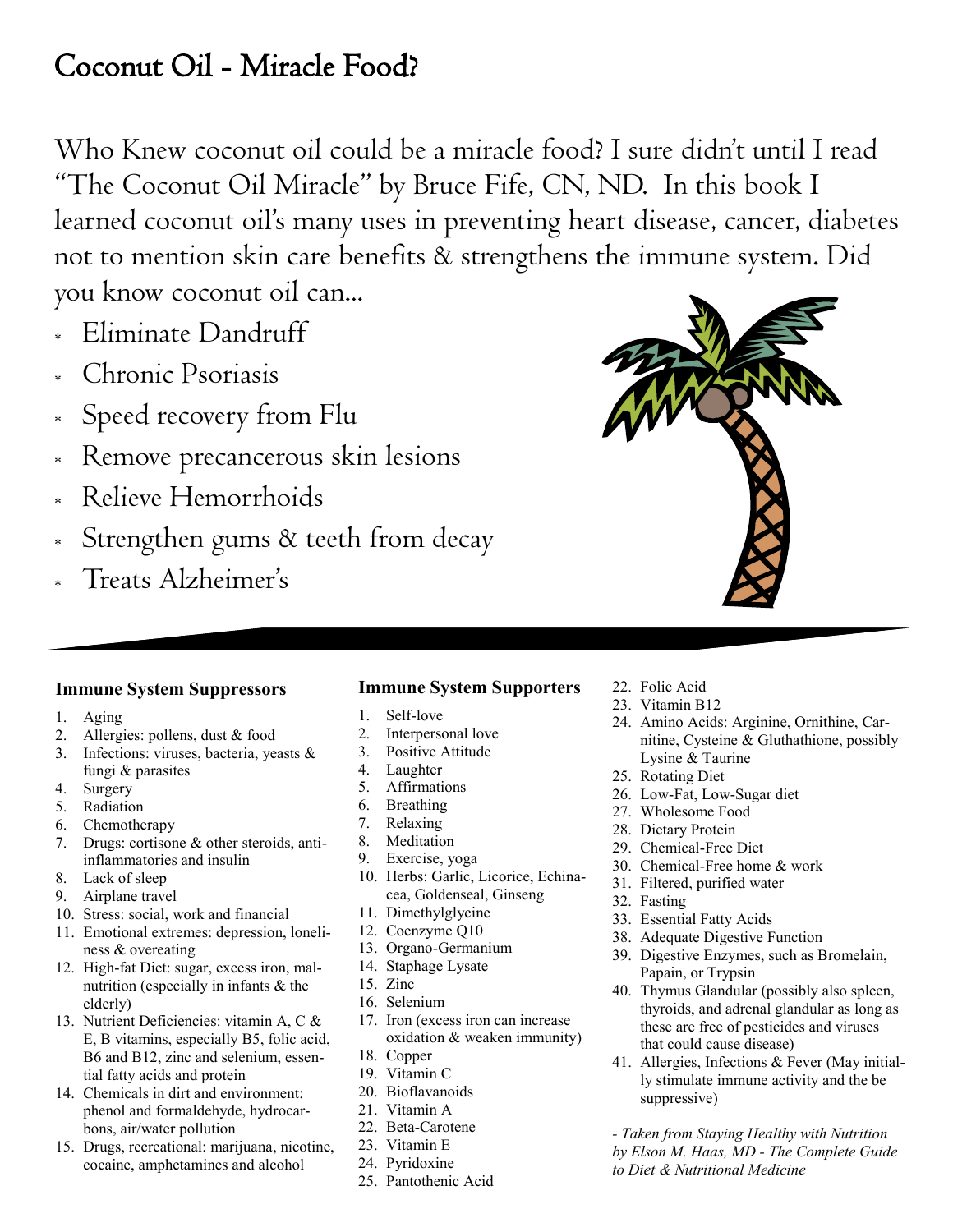# Coconut Oil - Miracle Food?

Who Knew coconut oil could be a miracle food? I sure didn't until I read "The Coconut Oil Miracle" by Bruce Fife, CN, ND. In this book I learned coconut oil's many uses in preventing heart disease, cancer, diabetes not to mention skin care benefits & strengthens the immune system. Did you know coconut oil can...

- Eliminate Dandruff
- Chronic Psoriasis
- Speed recovery from Flu
- Remove precancerous skin lesions
- Relieve Hemorrhoids
- Strengthen gums & teeth from decay
- Treats Alzheimer's

### Immune System Suppressors

1. Aging
2. Allergies: pollens, dust & food
3. Infections: viruses, bacteria, yeasts & fungi & parasites
4. Surgery
5. Radiation
6. Chemotherapy
7. Drugs: cortisone & other steroids, anti-inflammatories and insulin
8. Lack of sleep
9. Airplane travel
10. Stress: social, work and financial
11. Emotional extremes: depression, loneliness & overeating
12. High-fat Diet: sugar, excess iron, malnutrition (especially in infants & the elderly)
13. Nutrient Deficiencies: vitamin A, C & E, B vitamins, especially B5, folic acid, B6 and B12, zinc and selenium, essential fatty acids and protein
14. Chemicals in dirt and environment: phenol and formaldehyde, hydrocarbons, air/water pollution
15. Drugs, recreational: marijuana, nicotine, cocaine, amphetamines and alcohol

### Immune System Supporters

1. Self-love
2. Interpersonal love
3. Positive Attitude
4. Laughter
5. Affirmations
6. Breathing
7. Relaxing
8. Meditation
9. Exercise, yoga
10. Herbs: Garlic, Licorice, Echinacea, Goldenseal, Ginseng
11. Dimethylglycine
12. Coenzyme Q10
13. Organo-Germanium
14. Staphage Lysate
15. Zinc
16. Selenium
17. Iron (excess iron can increase oxidation & weaken immunity)
18. Copper
19. Vitamin C
20. Bioflavanoids
21. Vitamin A
22. Beta-Carotene
23. Vitamin E
24. Pyridoxine
25. Pantothenic Acid

22. Folic Acid
23. Vitamin B12
24. Amino Acids: Arginine, Ornithine, Carnitine, Cysteine & Gluthathione, possibly Lysine & Taurine
25. Rotating Diet
26. Low-Fat, Low-Sugar diet
27. Wholesome Food
28. Dietary Protein
29. Chemical-Free Diet
30. Chemical-Free home & work
31. Filtered, purified water
32. Fasting
33. Essential Fatty Acids
38. Adequate Digestive Function
39. Digestive Enzymes, such as Bromelain, Papain, or Trypsin
40. Thymus Glandular (possibly also spleen, thyroids, and adrenal glandular as long as these are free of pesticides and viruses that could cause disease)
41. Allergies, Infections & Fever (May initially stimulate immune activity and the be suppressive)

*- Taken from Staying Healthy with Nutrition by Elson M. Haas, MD - The Complete Guide to Diet & Nutritional Medicine*